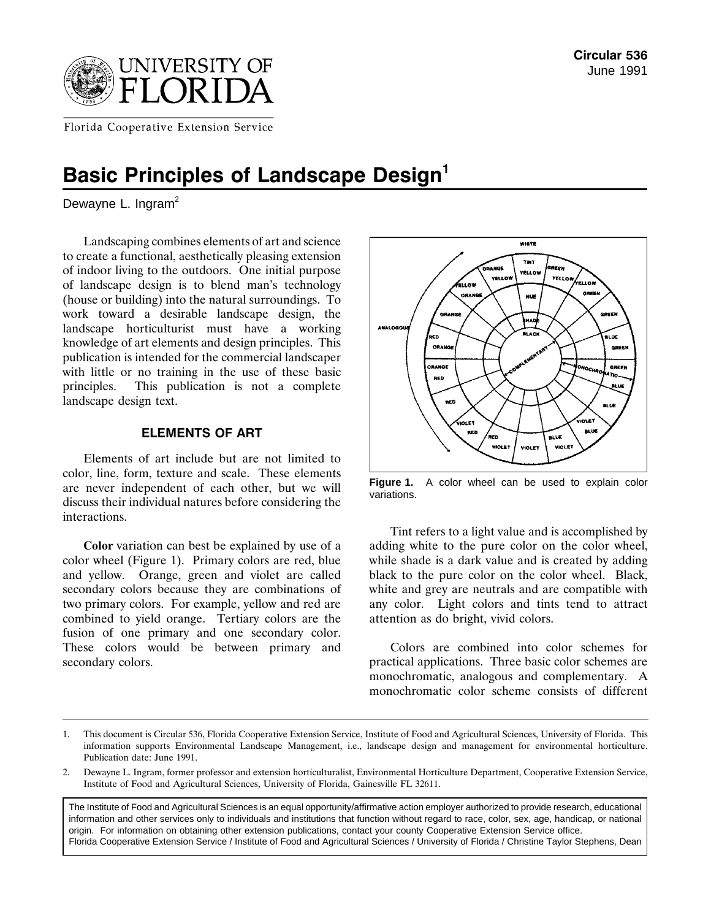**Circular 536**
June 1991

# Basic Principles of Landscape Design[1]

Dewayne L. Ingram[2]

Landscaping combines elements of art and science to create a functional, aesthetically pleasing extension of indoor living to the outdoors. One initial purpose of landscape design is to blend man's technology (house or building) into the natural surroundings. To work toward a desirable landscape design, the landscape horticulturist must have a working knowledge of art elements and design principles. This publication is intended for the commercial landscaper with little or no training in the use of these basic principles. This publication is not a complete landscape design text.

## ELEMENTS OF ART

Elements of art include but are not limited to color, line, form, texture and scale. These elements are never independent of each other, but we will discuss their individual natures before considering the interactions.

**Color** variation can best be explained by use of a color wheel (Figure 1). Primary colors are red, blue and yellow. Orange, green and violet are called secondary colors because they are combinations of two primary colors. For example, yellow and red are combined to yield orange. Tertiary colors are the fusion of one primary and one secondary color. These colors would be between primary and secondary colors.

WHITE
TINT
HUE
SHADE
BLACK
ORANGE YELLOW
YELLOW
YELLOW ORANGE
ORANGE
RED ORANGE
ORANGE RED
RED
VIOLET RED
RED VIOLET
VIOLET
BLUE VIOLET
VIOLET BLUE
BLUE
GREEN BLUE
BLUE GREEN
GREEN
YELLOW GREEN
GREEN YELLOW
ANALOGOUS
COMPLEMENTARY
MONOCHROMATIC

**Figure 1.** A color wheel can be used to explain color variations.

Tint refers to a light value and is accomplished by adding white to the pure color on the color wheel, while shade is a dark value and is created by adding black to the pure color on the color wheel. Black, white and grey are neutrals and are compatible with any color. Light colors and tints tend to attract attention as do bright, vivid colors.

Colors are combined into color schemes for practical applications. Three basic color schemes are monochromatic, analogous and complementary. A monochromatic color scheme consists of different

1. This document is Circular 536, Florida Cooperative Extension Service, Institute of Food and Agricultural Sciences, University of Florida. This information supports Environmental Landscape Management, i.e., landscape design and management for environmental horticulture. Publication date: June 1991.

2. Dewayne L. Ingram, former professor and extension horticulturalist, Environmental Horticulture Department, Cooperative Extension Service, Institute of Food and Agricultural Sciences, University of Florida, Gainesville FL 32611.

The Institute of Food and Agricultural Sciences is an equal opportunity/affirmative action employer authorized to provide research, educational information and other services only to individuals and institutions that function without regard to race, color, sex, age, handicap, or national origin. For information on obtaining other extension publications, contact your county Cooperative Extension Service office.
Florida Cooperative Extension Service / Institute of Food and Agricultural Sciences / University of Florida / Christine Taylor Stephens, Dean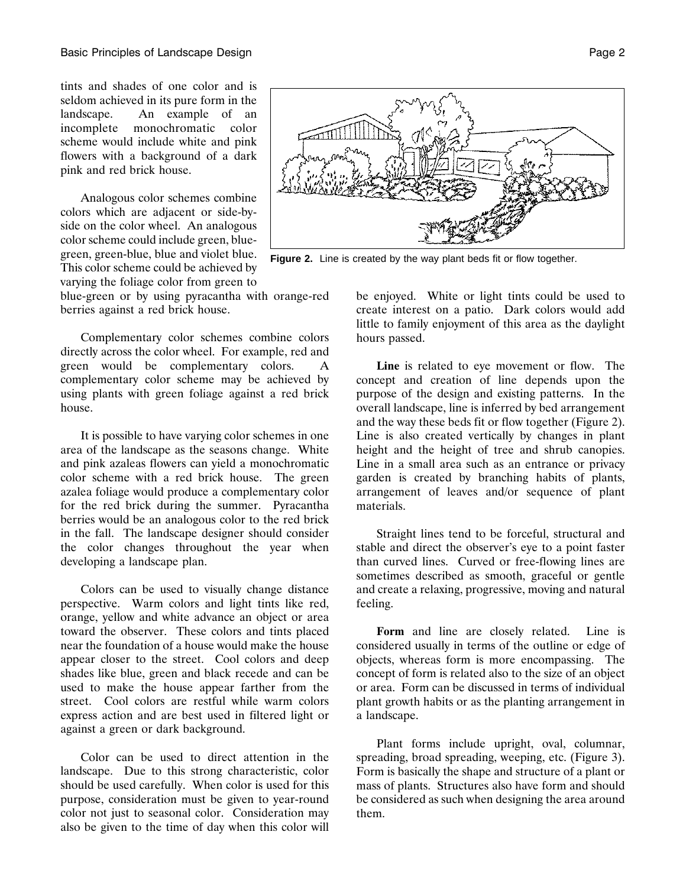tints and shades of one color and is seldom achieved in its pure form in the landscape. An example of an incomplete monochromatic color scheme would include white and pink flowers with a background of a dark pink and red brick house.

Analogous color schemes combine colors which are adjacent or side-by-side on the color wheel. An analogous color scheme could include green, blue-green, green-blue, blue and violet blue. This color scheme could be achieved by varying the foliage color from green to blue-green or by using pyracantha with orange-red berries against a red brick house.

Complementary color schemes combine colors directly across the color wheel. For example, red and green would be complementary colors. A complementary color scheme may be achieved by using plants with green foliage against a red brick house.

It is possible to have varying color schemes in one area of the landscape as the seasons change. White and pink azaleas flowers can yield a monochromatic color scheme with a red brick house. The green azalea foliage would produce a complementary color for the red brick during the summer. Pyracantha berries would be an analogous color to the red brick in the fall. The landscape designer should consider the color changes throughout the year when developing a landscape plan.

Colors can be used to visually change distance perspective. Warm colors and light tints like red, orange, yellow and white advance an object or area toward the observer. These colors and tints placed near the foundation of a house would make the house appear closer to the street. Cool colors and deep shades like blue, green and black recede and can be used to make the house appear farther from the street. Cool colors are restful while warm colors express action and are best used in filtered light or against a green or dark background.

Color can be used to direct attention in the landscape. Due to this strong characteristic, color should be used carefully. When color is used for this purpose, consideration must be given to year-round color not just to seasonal color. Consideration may also be given to the time of day when this color will be enjoyed. White or light tints could be used to create interest on a patio. Dark colors would add little to family enjoyment of this area as the daylight hours passed.

**Figure 2.** Line is created by the way plant beds fit or flow together.

**Line** is related to eye movement or flow. The concept and creation of line depends upon the purpose of the design and existing patterns. In the overall landscape, line is inferred by bed arrangement and the way these beds fit or flow together (Figure 2). Line is also created vertically by changes in plant height and the height of tree and shrub canopies. Line in a small area such as an entrance or privacy garden is created by branching habits of plants, arrangement of leaves and/or sequence of plant materials.

Straight lines tend to be forceful, structural and stable and direct the observer's eye to a point faster than curved lines. Curved or free-flowing lines are sometimes described as smooth, graceful or gentle and create a relaxing, progressive, moving and natural feeling.

**Form** and line are closely related. Line is considered usually in terms of the outline or edge of objects, whereas form is more encompassing. The concept of form is related also to the size of an object or area. Form can be discussed in terms of individual plant growth habits or as the planting arrangement in a landscape.

Plant forms include upright, oval, columnar, spreading, broad spreading, weeping, etc. (Figure 3). Form is basically the shape and structure of a plant or mass of plants. Structures also have form and should be considered as such when designing the area around them.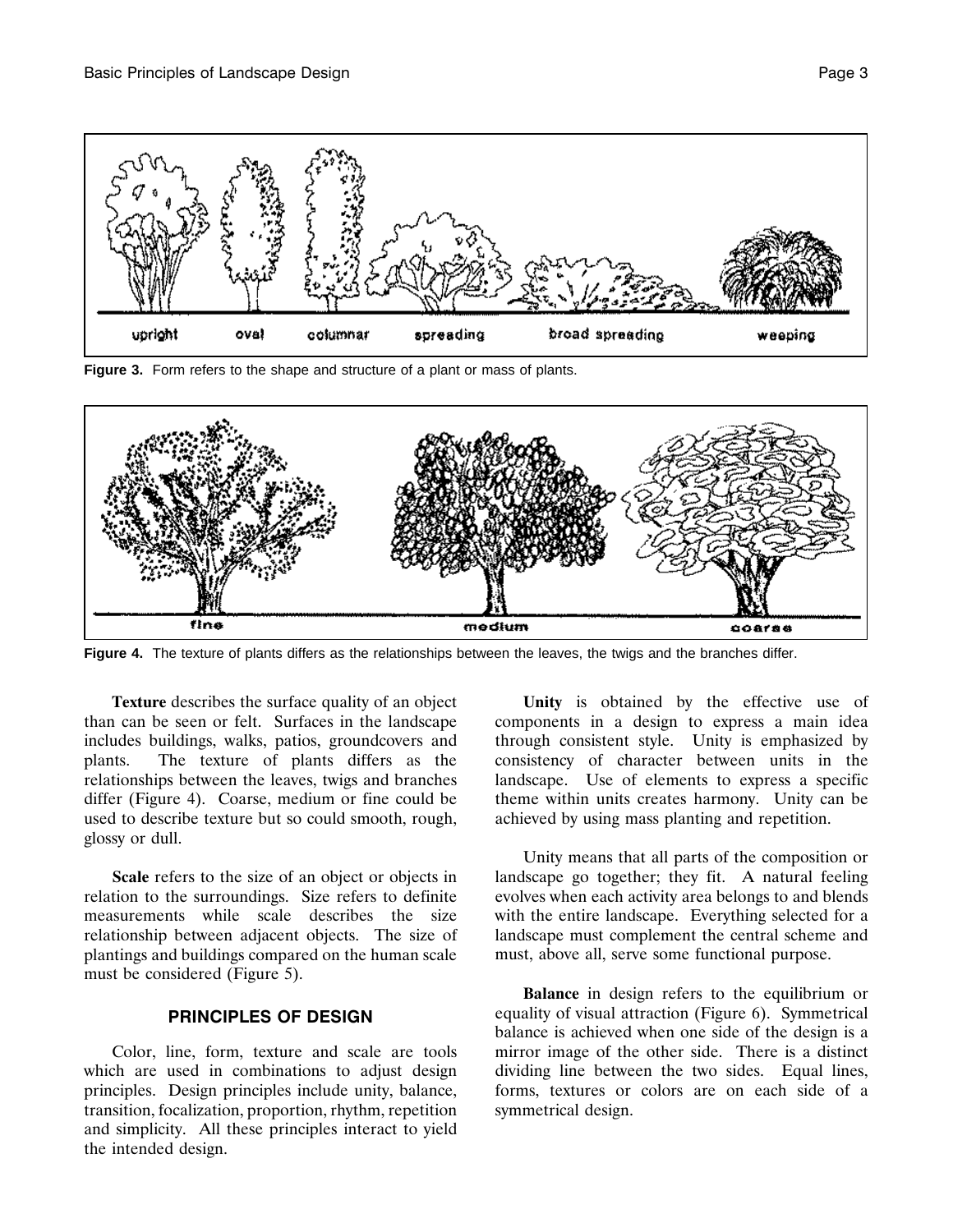upright oval columnar spreading broad spreading weeping

**Figure 3.** Form refers to the shape and structure of a plant or mass of plants.

fine medium coarse

**Figure 4.** The texture of plants differs as the relationships between the leaves, the twigs and the branches differ.

**Texture** describes the surface quality of an object than can be seen or felt. Surfaces in the landscape includes buildings, walks, patios, groundcovers and plants. The texture of plants differs as the relationships between the leaves, twigs and branches differ (Figure 4). Coarse, medium or fine could be used to describe texture but so could smooth, rough, glossy or dull.

**Scale** refers to the size of an object or objects in relation to the surroundings. Size refers to definite measurements while scale describes the size relationship between adjacent objects. The size of plantings and buildings compared on the human scale must be considered (Figure 5).

## PRINCIPLES OF DESIGN

Color, line, form, texture and scale are tools which are used in combinations to adjust design principles. Design principles include unity, balance, transition, focalization, proportion, rhythm, repetition and simplicity. All these principles interact to yield the intended design.

**Unity** is obtained by the effective use of components in a design to express a main idea through consistent style. Unity is emphasized by consistency of character between units in the landscape. Use of elements to express a specific theme within units creates harmony. Unity can be achieved by using mass planting and repetition.

Unity means that all parts of the composition or landscape go together; they fit. A natural feeling evolves when each activity area belongs to and blends with the entire landscape. Everything selected for a landscape must complement the central scheme and must, above all, serve some functional purpose.

**Balance** in design refers to the equilibrium or equality of visual attraction (Figure 6). Symmetrical balance is achieved when one side of the design is a mirror image of the other side. There is a distinct dividing line between the two sides. Equal lines, forms, textures or colors are on each side of a symmetrical design.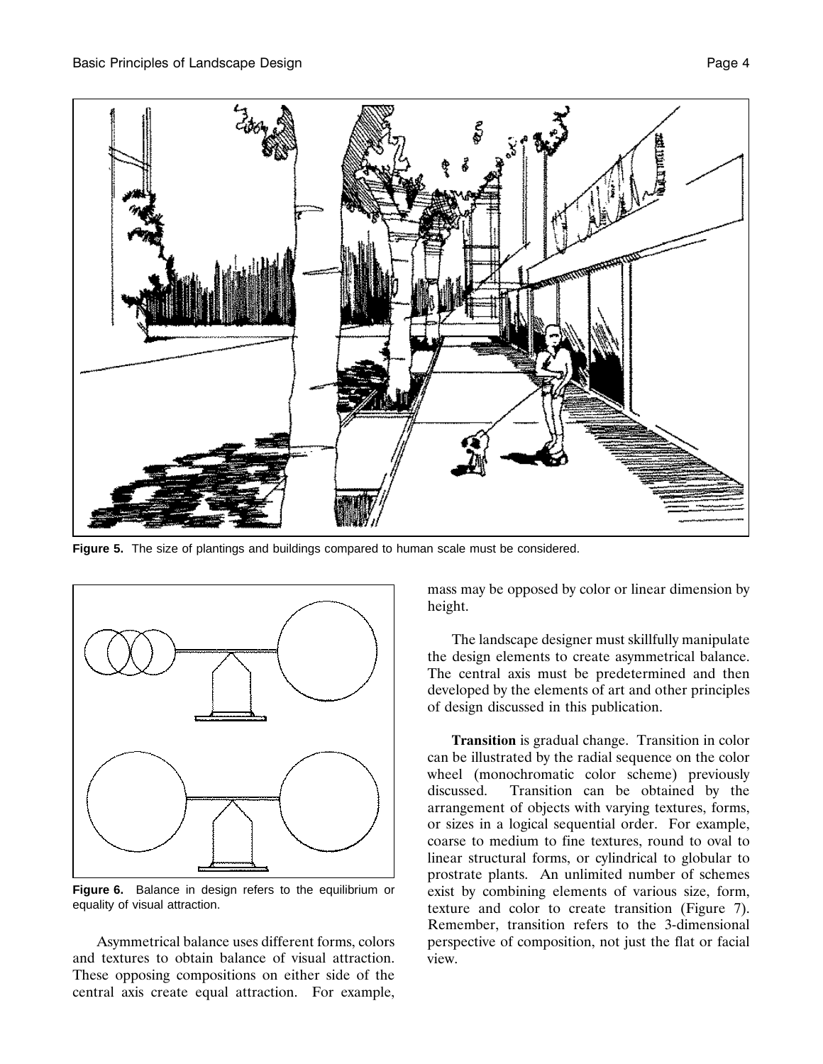**Figure 5.** The size of plantings and buildings compared to human scale must be considered.

**Figure 6.** Balance in design refers to the equilibrium or equality of visual attraction.

Asymmetrical balance uses different forms, colors and textures to obtain balance of visual attraction. These opposing compositions on either side of the central axis create equal attraction. For example, mass may be opposed by color or linear dimension by height.

The landscape designer must skillfully manipulate the design elements to create asymmetrical balance. The central axis must be predetermined and then developed by the elements of art and other principles of design discussed in this publication.

**Transition** is gradual change. Transition in color can be illustrated by the radial sequence on the color wheel (monochromatic color scheme) previously discussed. Transition can be obtained by the arrangement of objects with varying textures, forms, or sizes in a logical sequential order. For example, coarse to medium to fine textures, round to oval to linear structural forms, or cylindrical to globular to prostrate plants. An unlimited number of schemes exist by combining elements of various size, form, texture and color to create transition (Figure 7). Remember, transition refers to the 3-dimensional perspective of composition, not just the flat or facial view.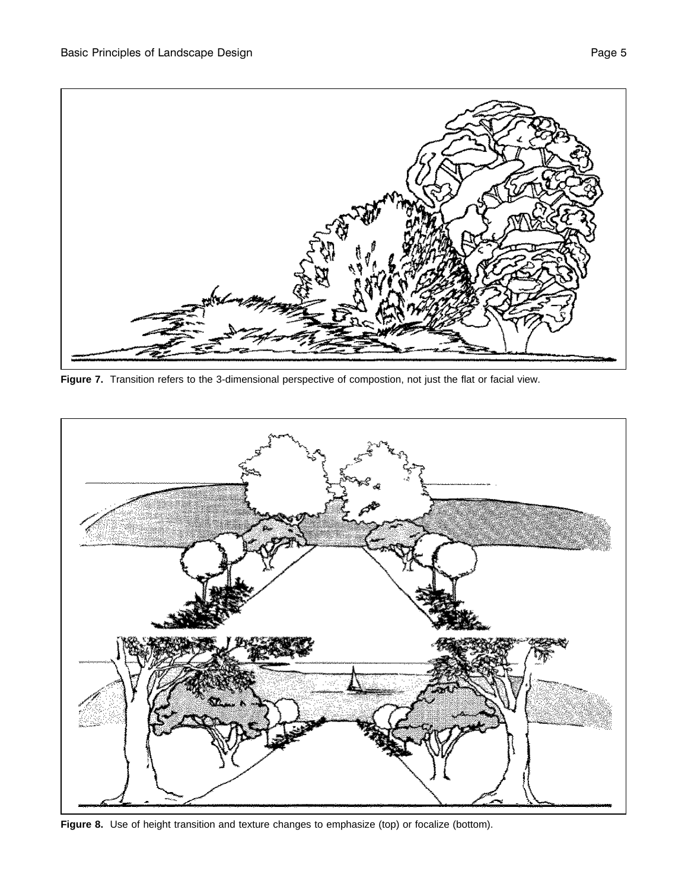**Figure 7.** Transition refers to the 3-dimensional perspective of compostion, not just the flat or facial view.

**Figure 8.** Use of height transition and texture changes to emphasize (top) or focalize (bottom).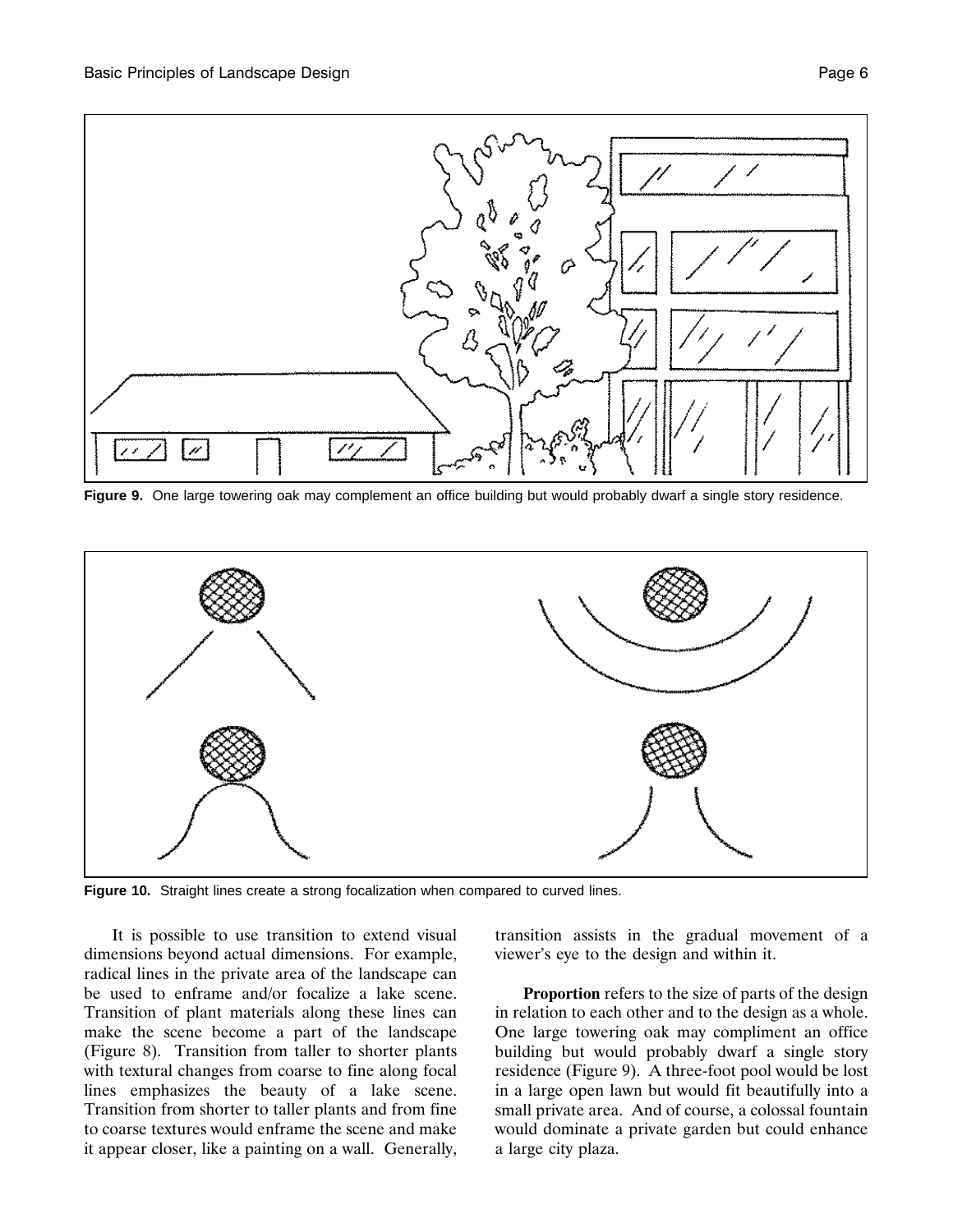**Figure 9.** One large towering oak may complement an office building but would probably dwarf a single story residence.

**Figure 10.** Straight lines create a strong focalization when compared to curved lines.

It is possible to use transition to extend visual dimensions beyond actual dimensions. For example, radical lines in the private area of the landscape can be used to enframe and/or focalize a lake scene. Transition of plant materials along these lines can make the scene become a part of the landscape (Figure 8). Transition from taller to shorter plants with textural changes from coarse to fine along focal lines emphasizes the beauty of a lake scene. Transition from shorter to taller plants and from fine to coarse textures would enframe the scene and make it appear closer, like a painting on a wall. Generally, transition assists in the gradual movement of a viewer's eye to the design and within it.

**Proportion** refers to the size of parts of the design in relation to each other and to the design as a whole. One large towering oak may compliment an office building but would probably dwarf a single story residence (Figure 9). A three-foot pool would be lost in a large open lawn but would fit beautifully into a small private area. And of course, a colossal fountain would dominate a private garden but could enhance a large city plaza.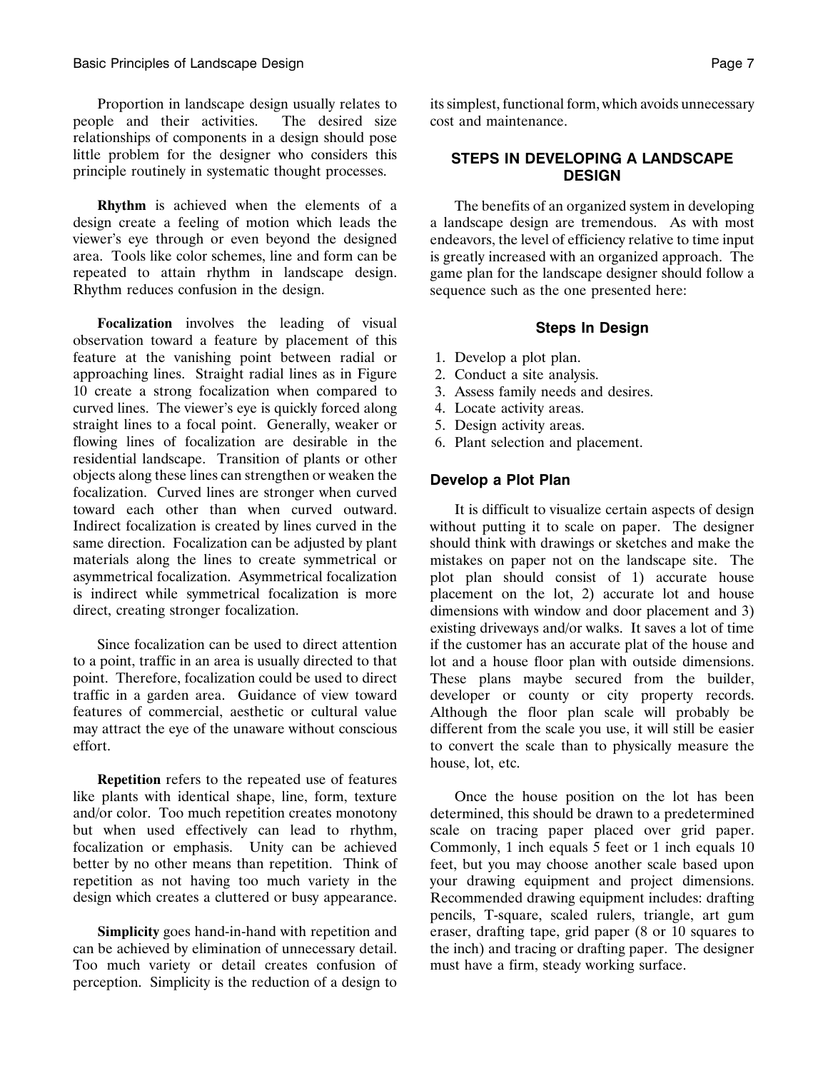Proportion in landscape design usually relates to people and their activities. The desired size relationships of components in a design should pose little problem for the designer who considers this principle routinely in systematic thought processes.

**Rhythm** is achieved when the elements of a design create a feeling of motion which leads the viewer's eye through or even beyond the designed area. Tools like color schemes, line and form can be repeated to attain rhythm in landscape design. Rhythm reduces confusion in the design.

**Focalization** involves the leading of visual observation toward a feature by placement of this feature at the vanishing point between radial or approaching lines. Straight radial lines as in Figure 10 create a strong focalization when compared to curved lines. The viewer's eye is quickly forced along straight lines to a focal point. Generally, weaker or flowing lines of focalization are desirable in the residential landscape. Transition of plants or other objects along these lines can strengthen or weaken the focalization. Curved lines are stronger when curved toward each other than when curved outward. Indirect focalization is created by lines curved in the same direction. Focalization can be adjusted by plant materials along the lines to create symmetrical or asymmetrical focalization. Asymmetrical focalization is indirect while symmetrical focalization is more direct, creating stronger focalization.

Since focalization can be used to direct attention to a point, traffic in an area is usually directed to that point. Therefore, focalization could be used to direct traffic in a garden area. Guidance of view toward features of commercial, aesthetic or cultural value may attract the eye of the unaware without conscious effort.

**Repetition** refers to the repeated use of features like plants with identical shape, line, form, texture and/or color. Too much repetition creates monotony but when used effectively can lead to rhythm, focalization or emphasis. Unity can be achieved better by no other means than repetition. Think of repetition as not having too much variety in the design which creates a cluttered or busy appearance.

**Simplicity** goes hand-in-hand with repetition and can be achieved by elimination of unnecessary detail. Too much variety or detail creates confusion of perception. Simplicity is the reduction of a design to its simplest, functional form, which avoids unnecessary cost and maintenance.

## STEPS IN DEVELOPING A LANDSCAPE DESIGN

The benefits of an organized system in developing a landscape design are tremendous. As with most endeavors, the level of efficiency relative to time input is greatly increased with an organized approach. The game plan for the landscape designer should follow a sequence such as the one presented here:

### Steps In Design

1. Develop a plot plan.
2. Conduct a site analysis.
3. Assess family needs and desires.
4. Locate activity areas.
5. Design activity areas.
6. Plant selection and placement.

### Develop a Plot Plan

It is difficult to visualize certain aspects of design without putting it to scale on paper. The designer should think with drawings or sketches and make the mistakes on paper not on the landscape site. The plot plan should consist of 1) accurate house placement on the lot, 2) accurate lot and house dimensions with window and door placement and 3) existing driveways and/or walks. It saves a lot of time if the customer has an accurate plat of the house and lot and a house floor plan with outside dimensions. These plans maybe secured from the builder, developer or county or city property records. Although the floor plan scale will probably be different from the scale you use, it will still be easier to convert the scale than to physically measure the house, lot, etc.

Once the house position on the lot has been determined, this should be drawn to a predetermined scale on tracing paper placed over grid paper. Commonly, 1 inch equals 5 feet or 1 inch equals 10 feet, but you may choose another scale based upon your drawing equipment and project dimensions. Recommended drawing equipment includes: drafting pencils, T-square, scaled rulers, triangle, art gum eraser, drafting tape, grid paper (8 or 10 squares to the inch) and tracing or drafting paper. The designer must have a firm, steady working surface.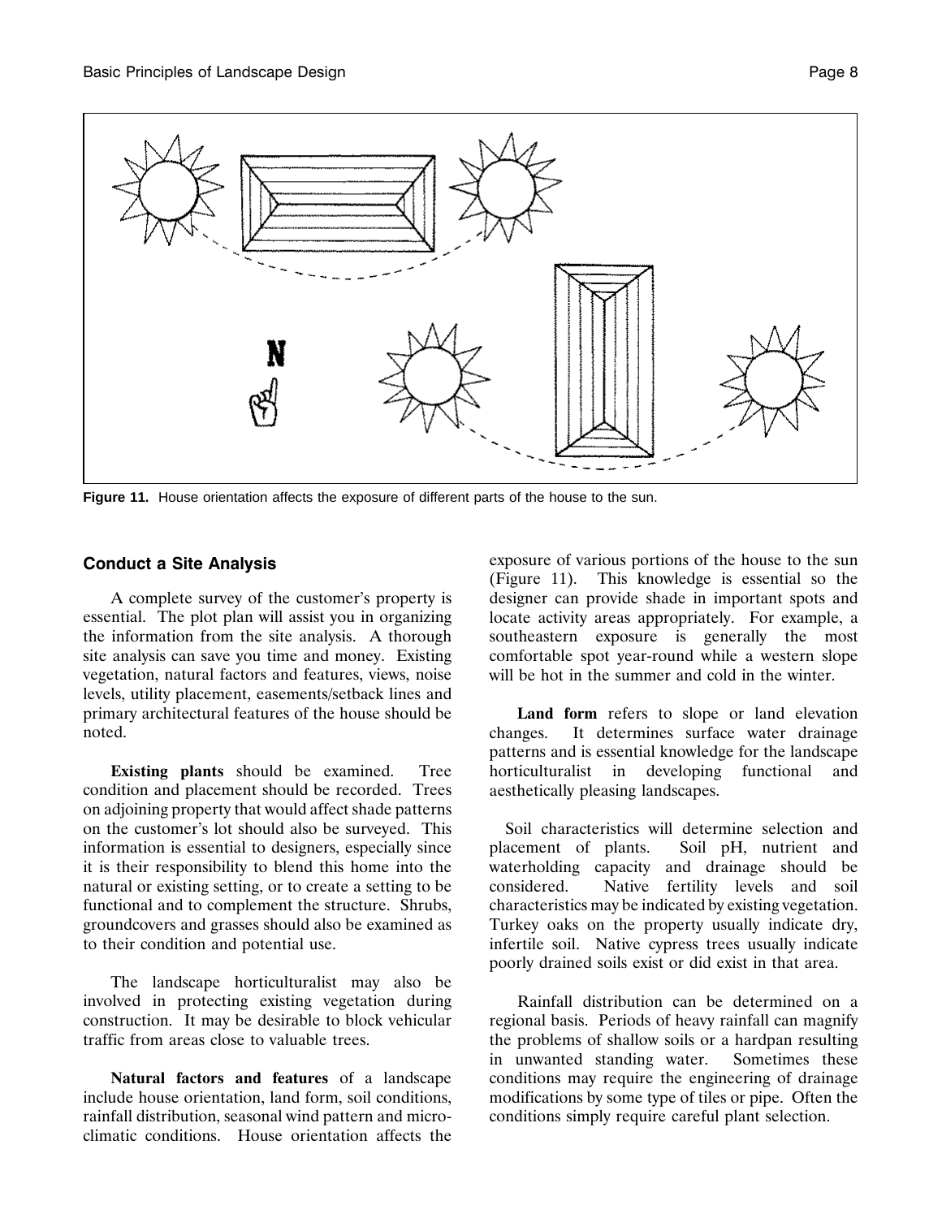Figure 11. House orientation affects the exposure of different parts of the house to the sun.

### Conduct a Site Analysis

A complete survey of the customer's property is essential. The plot plan will assist you in organizing the information from the site analysis. A thorough site analysis can save you time and money. Existing vegetation, natural factors and features, views, noise levels, utility placement, easements/setback lines and primary architectural features of the house should be noted.

**Existing plants** should be examined. Tree condition and placement should be recorded. Trees on adjoining property that would affect shade patterns on the customer's lot should also be surveyed. This information is essential to designers, especially since it is their responsibility to blend this home into the natural or existing setting, or to create a setting to be functional and to complement the structure. Shrubs, groundcovers and grasses should also be examined as to their condition and potential use.

The landscape horticulturalist may also be involved in protecting existing vegetation during construction. It may be desirable to block vehicular traffic from areas close to valuable trees.

**Natural factors and features** of a landscape include house orientation, land form, soil conditions, rainfall distribution, seasonal wind pattern and micro-climatic conditions. House orientation affects the exposure of various portions of the house to the sun (Figure 11). This knowledge is essential so the designer can provide shade in important spots and locate activity areas appropriately. For example, a southeastern exposure is generally the most comfortable spot year-round while a western slope will be hot in the summer and cold in the winter.

**Land form** refers to slope or land elevation changes. It determines surface water drainage patterns and is essential knowledge for the landscape horticulturalist in developing functional and aesthetically pleasing landscapes.

Soil characteristics will determine selection and placement of plants. Soil pH, nutrient and waterholding capacity and drainage should be considered. Native fertility levels and soil characteristics may be indicated by existing vegetation. Turkey oaks on the property usually indicate dry, infertile soil. Native cypress trees usually indicate poorly drained soils exist or did exist in that area.

Rainfall distribution can be determined on a regional basis. Periods of heavy rainfall can magnify the problems of shallow soils or a hardpan resulting in unwanted standing water. Sometimes these conditions may require the engineering of drainage modifications by some type of tiles or pipe. Often the conditions simply require careful plant selection.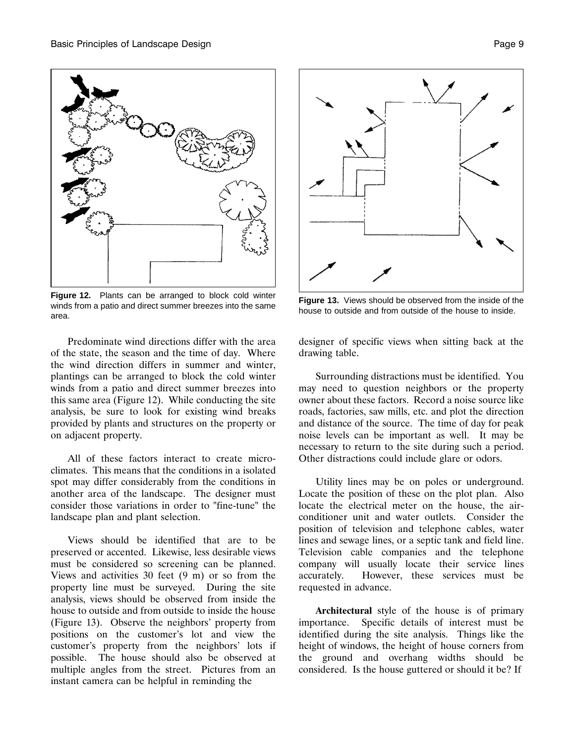**Figure 12.** Plants can be arranged to block cold winter winds from a patio and direct summer breezes into the same area.

**Figure 13.** Views should be observed from the inside of the house to outside and from outside of the house to inside.

Predominate wind directions differ with the area of the state, the season and the time of day. Where the wind direction differs in summer and winter, plantings can be arranged to block the cold winter winds from a patio and direct summer breezes into this same area (Figure 12). While conducting the site analysis, be sure to look for existing wind breaks provided by plants and structures on the property or on adjacent property.

All of these factors interact to create micro-climates. This means that the conditions in a isolated spot may differ considerably from the conditions in another area of the landscape. The designer must consider those variations in order to "fine-tune" the landscape plan and plant selection.

Views should be identified that are to be preserved or accented. Likewise, less desirable views must be considered so screening can be planned. Views and activities 30 feet (9 m) or so from the property line must be surveyed. During the site analysis, views should be observed from inside the house to outside and from outside to inside the house (Figure 13). Observe the neighbors' property from positions on the customer's lot and view the customer's property from the neighbors' lots if possible. The house should also be observed at multiple angles from the street. Pictures from an instant camera can be helpful in reminding the designer of specific views when sitting back at the drawing table.

Surrounding distractions must be identified. You may need to question neighbors or the property owner about these factors. Record a noise source like roads, factories, saw mills, etc. and plot the direction and distance of the source. The time of day for peak noise levels can be important as well. It may be necessary to return to the site during such a period. Other distractions could include glare or odors.

Utility lines may be on poles or underground. Locate the position of these on the plot plan. Also locate the electrical meter on the house, the air-conditioner unit and water outlets. Consider the position of television and telephone cables, water lines and sewage lines, or a septic tank and field line. Television cable companies and the telephone company will usually locate their service lines accurately. However, these services must be requested in advance.

**Architectural** style of the house is of primary importance. Specific details of interest must be identified during the site analysis. Things like the height of windows, the height of house corners from the ground and overhang widths should be considered. Is the house guttered or should it be? If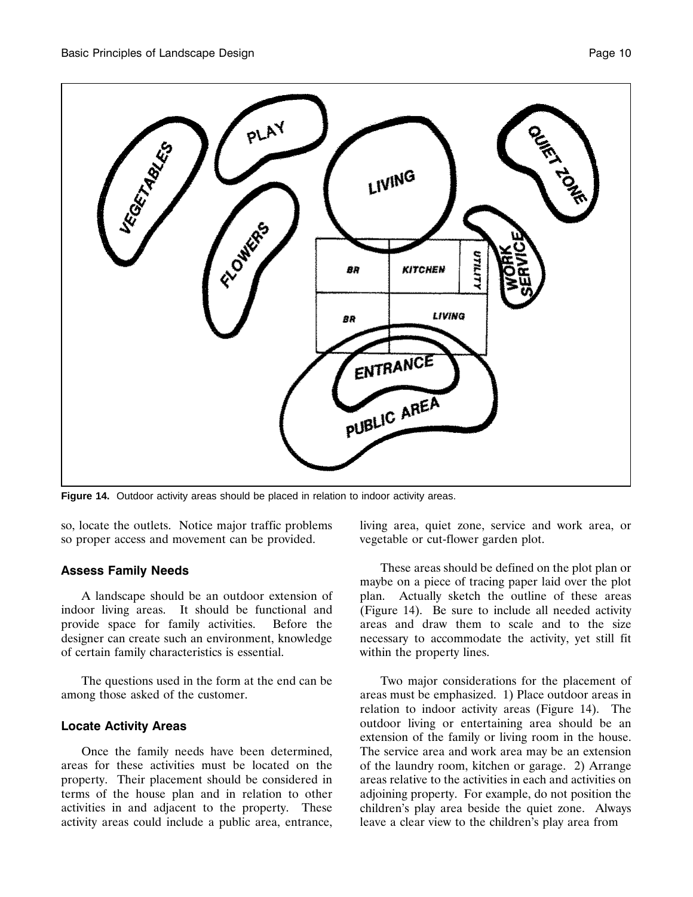Figure 14. Outdoor activity areas should be placed in relation to indoor activity areas.

so, locate the outlets. Notice major traffic problems so proper access and movement can be provided.

### Assess Family Needs

A landscape should be an outdoor extension of indoor living areas. It should be functional and provide space for family activities. Before the designer can create such an environment, knowledge of certain family characteristics is essential.

The questions used in the form at the end can be among those asked of the customer.

### Locate Activity Areas

Once the family needs have been determined, areas for these activities must be located on the property. Their placement should be considered in terms of the house plan and in relation to other activities in and adjacent to the property. These activity areas could include a public area, entrance, living area, quiet zone, service and work area, or vegetable or cut-flower garden plot.

These areas should be defined on the plot plan or maybe on a piece of tracing paper laid over the plot plan. Actually sketch the outline of these areas (Figure 14). Be sure to include all needed activity areas and draw them to scale and to the size necessary to accommodate the activity, yet still fit within the property lines.

Two major considerations for the placement of areas must be emphasized. 1) Place outdoor areas in relation to indoor activity areas (Figure 14). The outdoor living or entertaining area should be an extension of the family or living room in the house. The service area and work area may be an extension of the laundry room, kitchen or garage. 2) Arrange areas relative to the activities in each and activities on adjoining property. For example, do not position the children's play area beside the quiet zone. Always leave a clear view to the children's play area from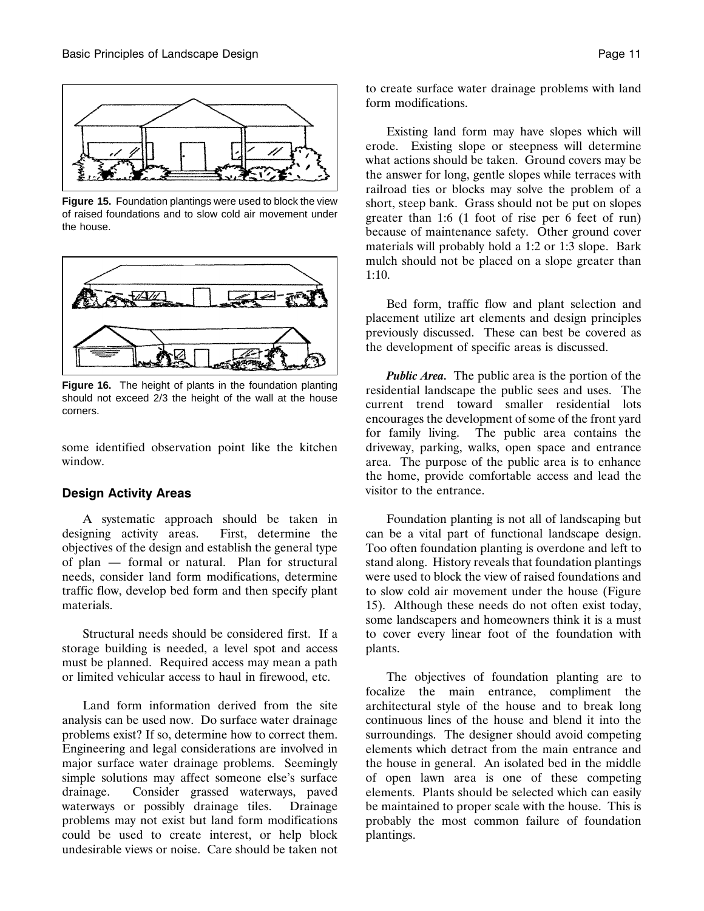**Figure 15.** Foundation plantings were used to block the view of raised foundations and to slow cold air movement under the house.

**Figure 16.** The height of plants in the foundation planting should not exceed 2/3 the height of the wall at the house corners.

some identified observation point like the kitchen window.

### Design Activity Areas

A systematic approach should be taken in designing activity areas. First, determine the objectives of the design and establish the general type of plan — formal or natural. Plan for structural needs, consider land form modifications, determine traffic flow, develop bed form and then specify plant materials.

Structural needs should be considered first. If a storage building is needed, a level spot and access must be planned. Required access may mean a path or limited vehicular access to haul in firewood, etc.

Land form information derived from the site analysis can be used now. Do surface water drainage problems exist? If so, determine how to correct them. Engineering and legal considerations are involved in major surface water drainage problems. Seemingly simple solutions may affect someone else's surface drainage. Consider grassed waterways, paved waterways or possibly drainage tiles. Drainage problems may not exist but land form modifications could be used to create interest, or help block undesirable views or noise. Care should be taken not to create surface water drainage problems with land form modifications.

Existing land form may have slopes which will erode. Existing slope or steepness will determine what actions should be taken. Ground covers may be the answer for long, gentle slopes while terraces with railroad ties or blocks may solve the problem of a short, steep bank. Grass should not be put on slopes greater than 1:6 (1 foot of rise per 6 feet of run) because of maintenance safety. Other ground cover materials will probably hold a 1:2 or 1:3 slope. Bark mulch should not be placed on a slope greater than 1:10.

Bed form, traffic flow and plant selection and placement utilize art elements and design principles previously discussed. These can best be covered as the development of specific areas is discussed.

***Public Area.*** The public area is the portion of the residential landscape the public sees and uses. The current trend toward smaller residential lots encourages the development of some of the front yard for family living. The public area contains the driveway, parking, walks, open space and entrance area. The purpose of the public area is to enhance the home, provide comfortable access and lead the visitor to the entrance.

Foundation planting is not all of landscaping but can be a vital part of functional landscape design. Too often foundation planting is overdone and left to stand along. History reveals that foundation plantings were used to block the view of raised foundations and to slow cold air movement under the house (Figure 15). Although these needs do not often exist today, some landscapers and homeowners think it is a must to cover every linear foot of the foundation with plants.

The objectives of foundation planting are to focalize the main entrance, compliment the architectural style of the house and to break long continuous lines of the house and blend it into the surroundings. The designer should avoid competing elements which detract from the main entrance and the house in general. An isolated bed in the middle of open lawn area is one of these competing elements. Plants should be selected which can easily be maintained to proper scale with the house. This is probably the most common failure of foundation plantings.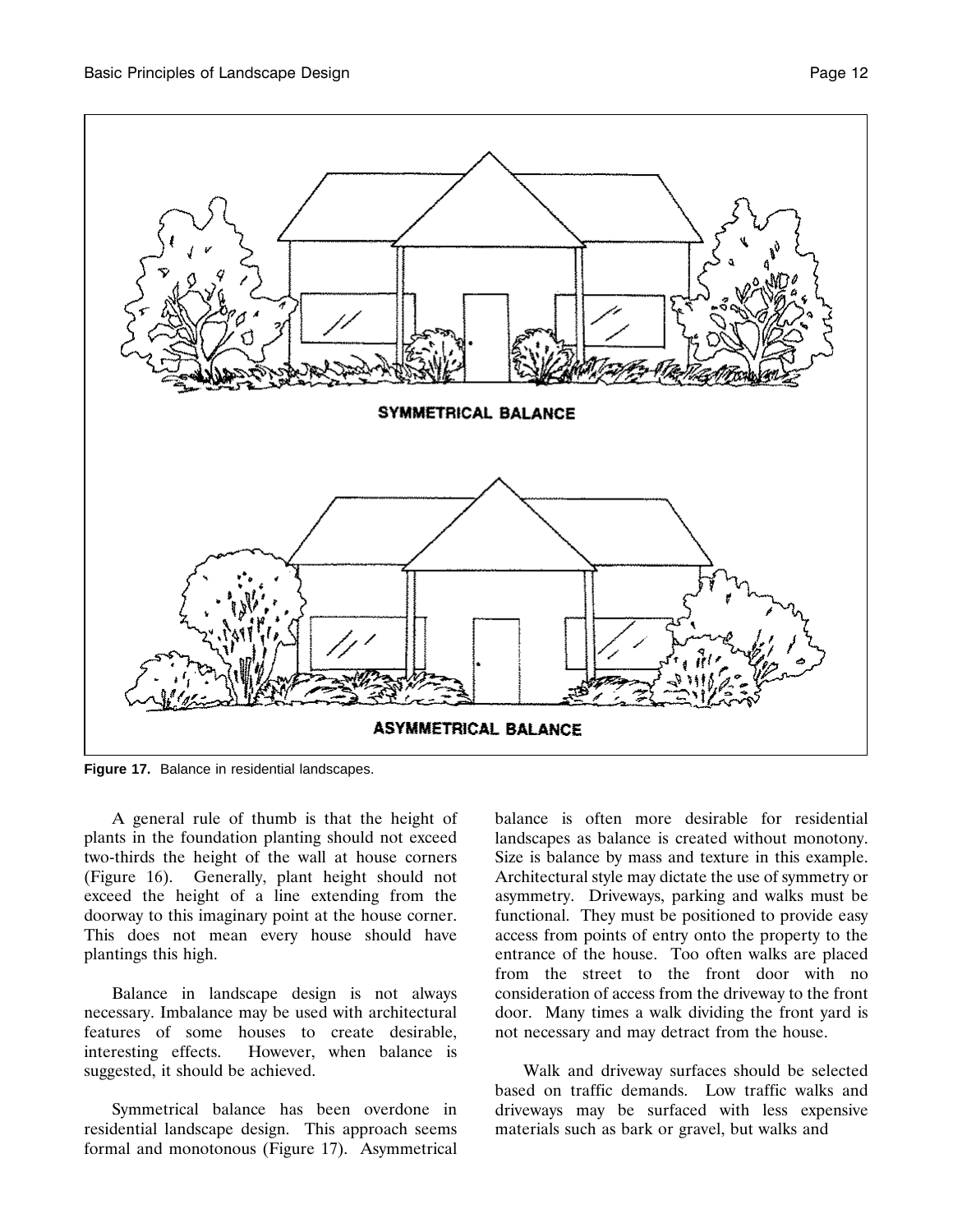SYMMETRICAL BALANCE

ASYMMETRICAL BALANCE

**Figure 17.** Balance in residential landscapes.

A general rule of thumb is that the height of plants in the foundation planting should not exceed two-thirds the height of the wall at house corners (Figure 16). Generally, plant height should not exceed the height of a line extending from the doorway to this imaginary point at the house corner. This does not mean every house should have plantings this high.

Balance in landscape design is not always necessary. Imbalance may be used with architectural features of some houses to create desirable, interesting effects. However, when balance is suggested, it should be achieved.

Symmetrical balance has been overdone in residential landscape design. This approach seems formal and monotonous (Figure 17). Asymmetrical balance is often more desirable for residential landscapes as balance is created without monotony. Size is balance by mass and texture in this example. Architectural style may dictate the use of symmetry or asymmetry. Driveways, parking and walks must be functional. They must be positioned to provide easy access from points of entry onto the property to the entrance of the house. Too often walks are placed from the street to the front door with no consideration of access from the driveway to the front door. Many times a walk dividing the front yard is not necessary and may detract from the house.

Walk and driveway surfaces should be selected based on traffic demands. Low traffic walks and driveways may be surfaced with less expensive materials such as bark or gravel, but walks and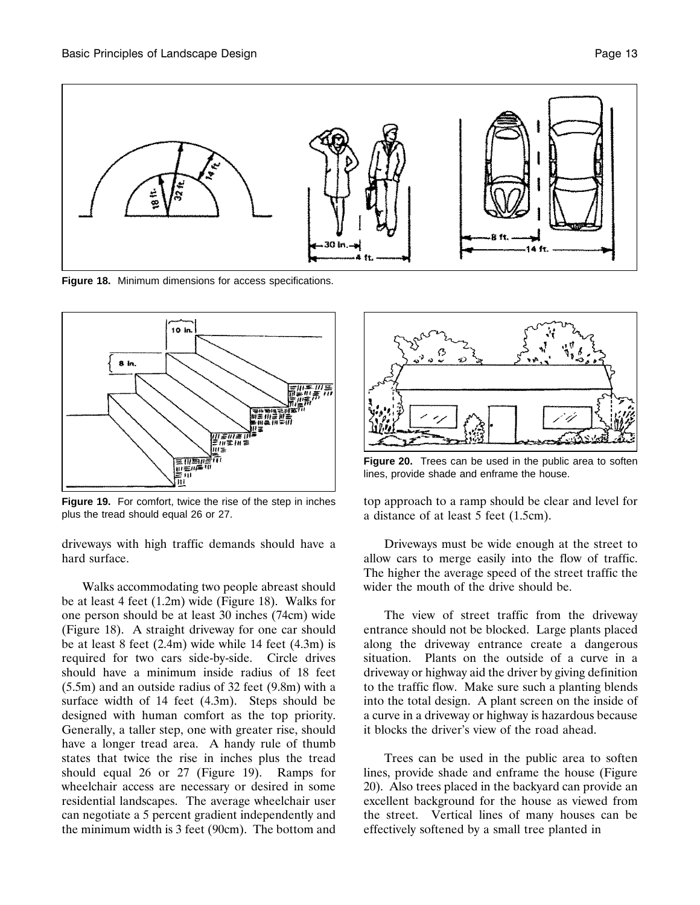Figure 18. Minimum dimensions for access specifications.

Figure 19. For comfort, twice the rise of the step in inches plus the tread should equal 26 or 27.

driveways with high traffic demands should have a hard surface.

Walks accommodating two people abreast should be at least 4 feet (1.2m) wide (Figure 18). Walks for one person should be at least 30 inches (74cm) wide (Figure 18). A straight driveway for one car should be at least 8 feet (2.4m) wide while 14 feet (4.3m) is required for two cars side-by-side. Circle drives should have a minimum inside radius of 18 feet (5.5m) and an outside radius of 32 feet (9.8m) with a surface width of 14 feet (4.3m). Steps should be designed with human comfort as the top priority. Generally, a taller step, one with greater rise, should have a longer tread area. A handy rule of thumb states that twice the rise in inches plus the tread should equal 26 or 27 (Figure 19). Ramps for wheelchair access are necessary or desired in some residential landscapes. The average wheelchair user can negotiate a 5 percent gradient independently and the minimum width is 3 feet (90cm). The bottom and top approach to a ramp should be clear and level for a distance of at least 5 feet (1.5cm).

Figure 20. Trees can be used in the public area to soften lines, provide shade and enframe the house.

Driveways must be wide enough at the street to allow cars to merge easily into the flow of traffic. The higher the average speed of the street traffic the wider the mouth of the drive should be.

The view of street traffic from the driveway entrance should not be blocked. Large plants placed along the driveway entrance create a dangerous situation. Plants on the outside of a curve in a driveway or highway aid the driver by giving definition to the traffic flow. Make sure such a planting blends into the total design. A plant screen on the inside of a curve in a driveway or highway is hazardous because it blocks the driver's view of the road ahead.

Trees can be used in the public area to soften lines, provide shade and enframe the house (Figure 20). Also trees placed in the backyard can provide an excellent background for the house as viewed from the street. Vertical lines of many houses can be effectively softened by a small tree planted in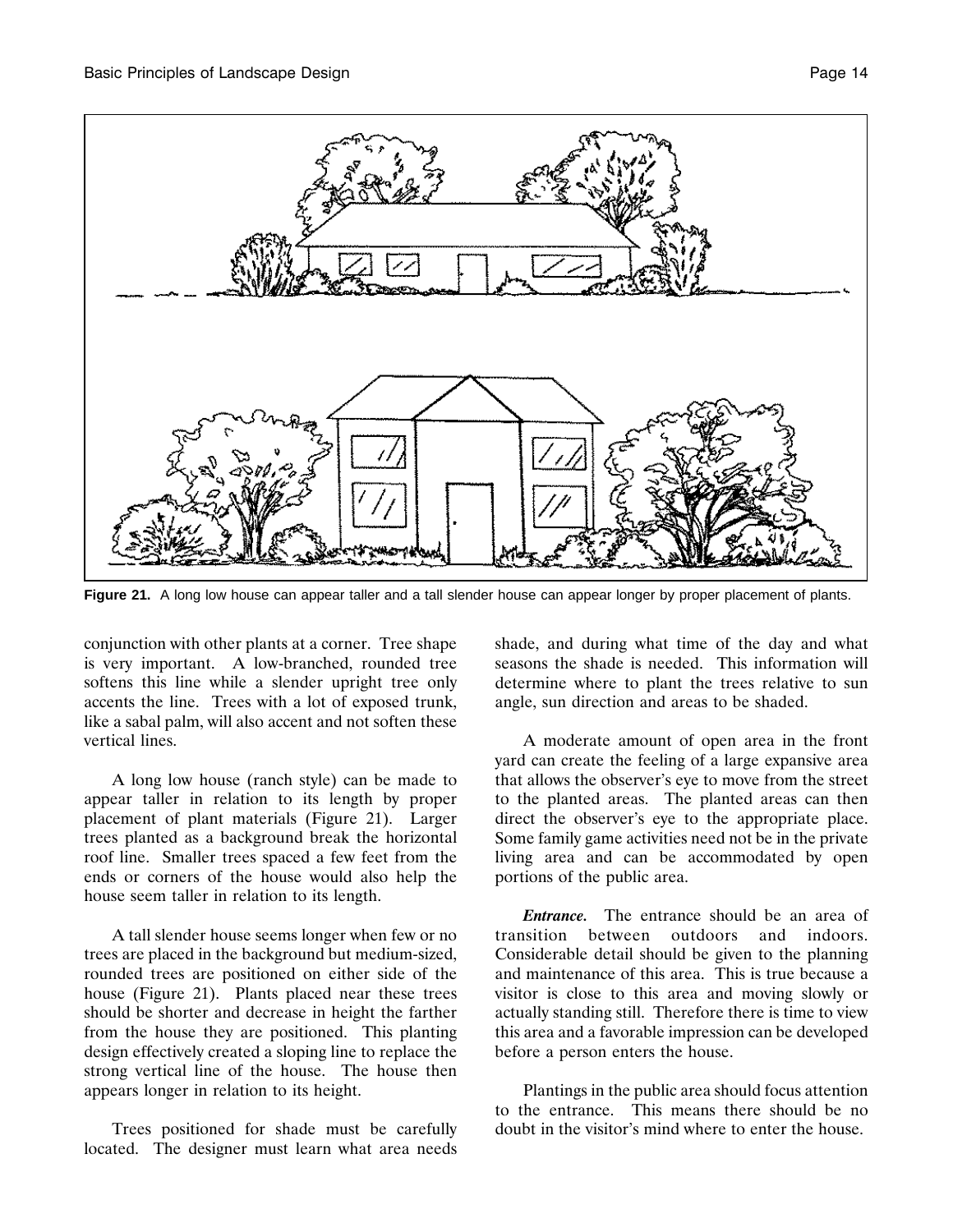Figure 21. A long low house can appear taller and a tall slender house can appear longer by proper placement of plants.

conjunction with other plants at a corner. Tree shape is very important. A low-branched, rounded tree softens this line while a slender upright tree only accents the line. Trees with a lot of exposed trunk, like a sabal palm, will also accent and not soften these vertical lines.

A long low house (ranch style) can be made to appear taller in relation to its length by proper placement of plant materials (Figure 21). Larger trees planted as a background break the horizontal roof line. Smaller trees spaced a few feet from the ends or corners of the house would also help the house seem taller in relation to its length.

A tall slender house seems longer when few or no trees are placed in the background but medium-sized, rounded trees are positioned on either side of the house (Figure 21). Plants placed near these trees should be shorter and decrease in height the farther from the house they are positioned. This planting design effectively created a sloping line to replace the strong vertical line of the house. The house then appears longer in relation to its height.

Trees positioned for shade must be carefully located. The designer must learn what area needs shade, and during what time of the day and what seasons the shade is needed. This information will determine where to plant the trees relative to sun angle, sun direction and areas to be shaded.

A moderate amount of open area in the front yard can create the feeling of a large expansive area that allows the observer's eye to move from the street to the planted areas. The planted areas can then direct the observer's eye to the appropriate place. Some family game activities need not be in the private living area and can be accommodated by open portions of the public area.

***Entrance.*** The entrance should be an area of transition between outdoors and indoors. Considerable detail should be given to the planning and maintenance of this area. This is true because a visitor is close to this area and moving slowly or actually standing still. Therefore there is time to view this area and a favorable impression can be developed before a person enters the house.

Plantings in the public area should focus attention to the entrance. This means there should be no doubt in the visitor's mind where to enter the house.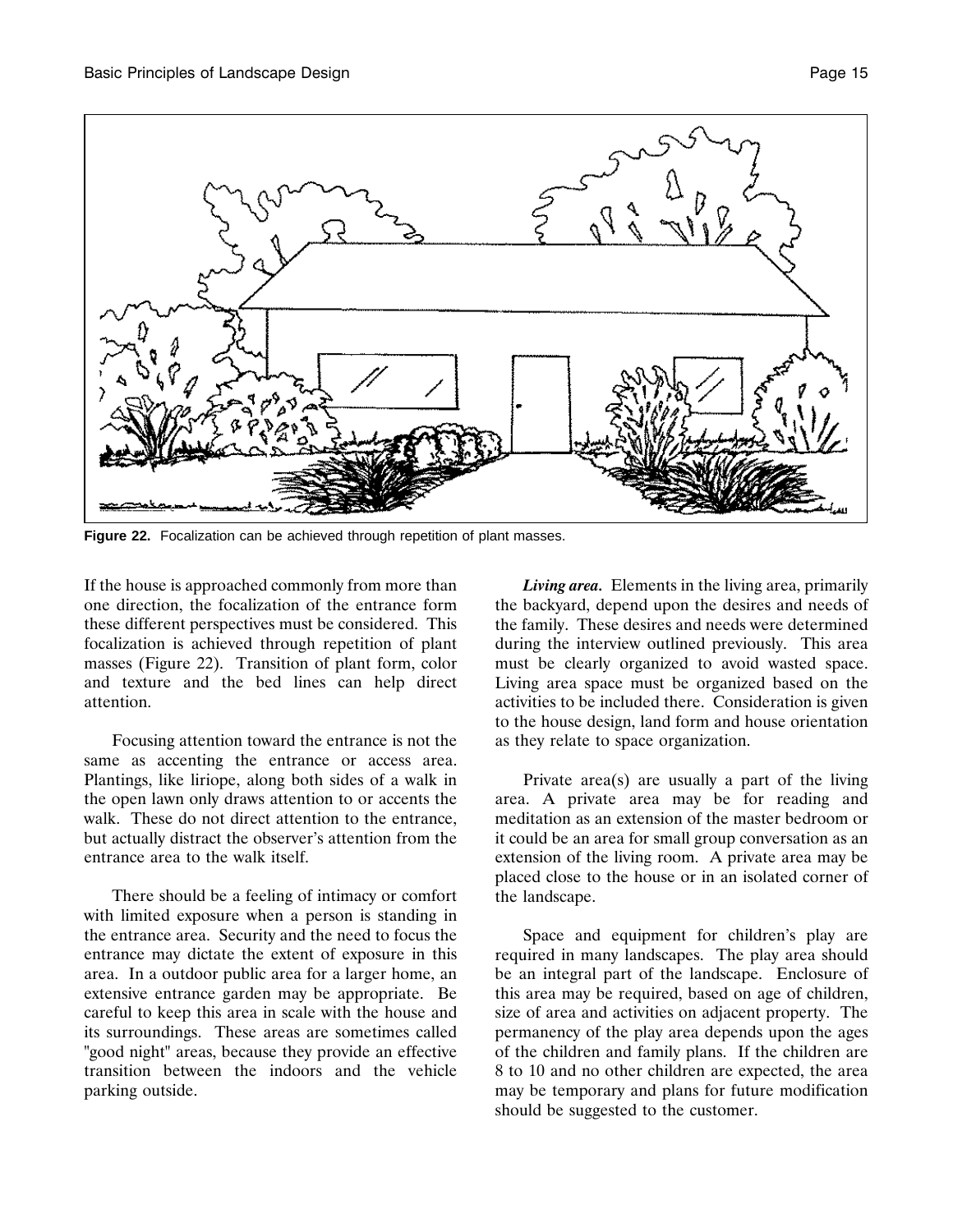Figure 22. Focalization can be achieved through repetition of plant masses.

If the house is approached commonly from more than one direction, the focalization of the entrance form these different perspectives must be considered. This focalization is achieved through repetition of plant masses (Figure 22). Transition of plant form, color and texture and the bed lines can help direct attention.

Focusing attention toward the entrance is not the same as accenting the entrance or access area. Plantings, like liriope, along both sides of a walk in the open lawn only draws attention to or accents the walk. These do not direct attention to the entrance, but actually distract the observer's attention from the entrance area to the walk itself.

There should be a feeling of intimacy or comfort with limited exposure when a person is standing in the entrance area. Security and the need to focus the entrance may dictate the extent of exposure in this area. In a outdoor public area for a larger home, an extensive entrance garden may be appropriate. Be careful to keep this area in scale with the house and its surroundings. These areas are sometimes called "good night" areas, because they provide an effective transition between the indoors and the vehicle parking outside.

***Living area.*** Elements in the living area, primarily the backyard, depend upon the desires and needs of the family. These desires and needs were determined during the interview outlined previously. This area must be clearly organized to avoid wasted space. Living area space must be organized based on the activities to be included there. Consideration is given to the house design, land form and house orientation as they relate to space organization.

Private area(s) are usually a part of the living area. A private area may be for reading and meditation as an extension of the master bedroom or it could be an area for small group conversation as an extension of the living room. A private area may be placed close to the house or in an isolated corner of the landscape.

Space and equipment for children's play are required in many landscapes. The play area should be an integral part of the landscape. Enclosure of this area may be required, based on age of children, size of area and activities on adjacent property. The permanency of the play area depends upon the ages of the children and family plans. If the children are 8 to 10 and no other children are expected, the area may be temporary and plans for future modification should be suggested to the customer.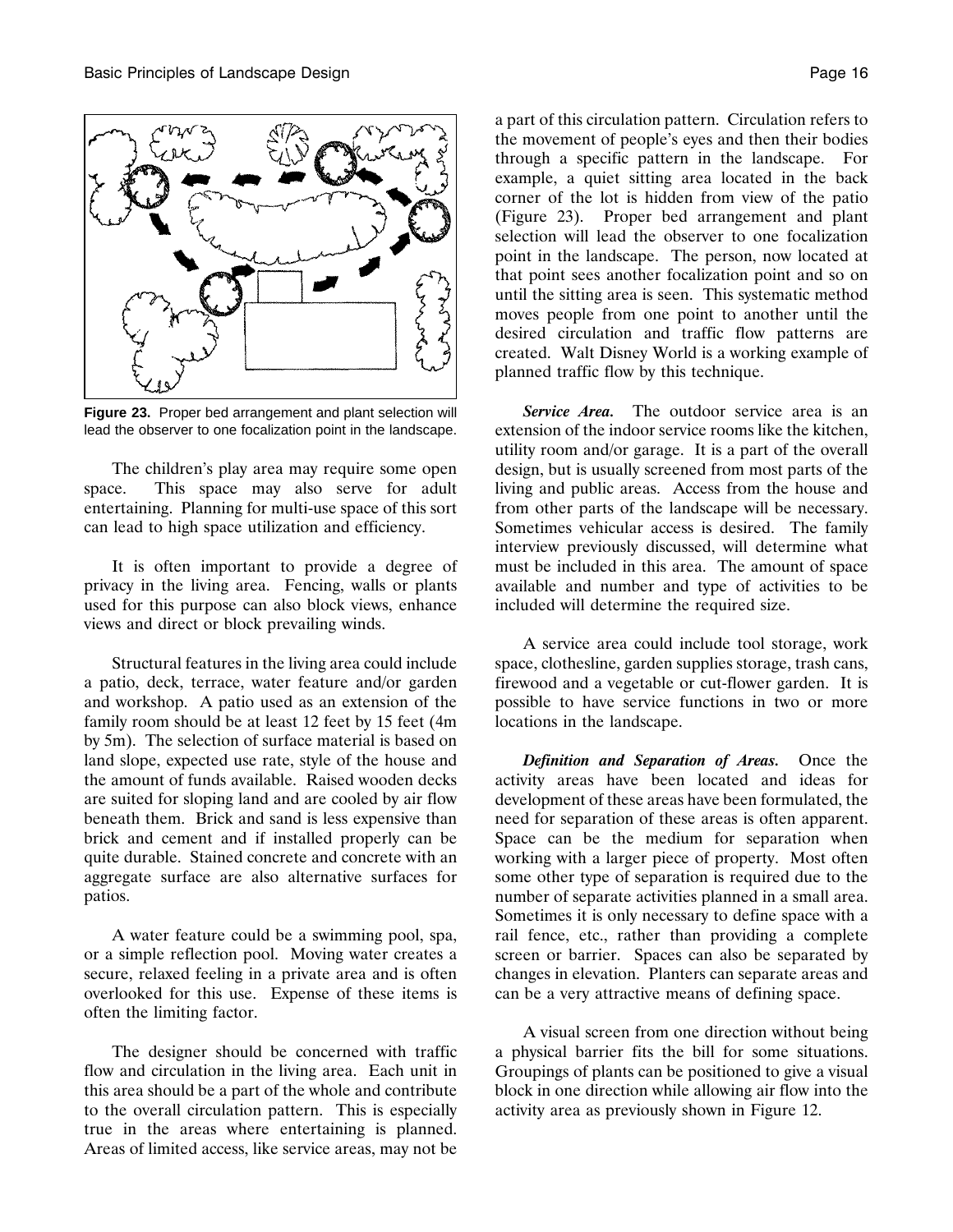**Figure 23.** Proper bed arrangement and plant selection will lead the observer to one focalization point in the landscape.

The children's play area may require some open space. This space may also serve for adult entertaining. Planning for multi-use space of this sort can lead to high space utilization and efficiency.

It is often important to provide a degree of privacy in the living area. Fencing, walls or plants used for this purpose can also block views, enhance views and direct or block prevailing winds.

Structural features in the living area could include a patio, deck, terrace, water feature and/or garden and workshop. A patio used as an extension of the family room should be at least 12 feet by 15 feet (4m by 5m). The selection of surface material is based on land slope, expected use rate, style of the house and the amount of funds available. Raised wooden decks are suited for sloping land and are cooled by air flow beneath them. Brick and sand is less expensive than brick and cement and if installed properly can be quite durable. Stained concrete and concrete with an aggregate surface are also alternative surfaces for patios.

A water feature could be a swimming pool, spa, or a simple reflection pool. Moving water creates a secure, relaxed feeling in a private area and is often overlooked for this use. Expense of these items is often the limiting factor.

The designer should be concerned with traffic flow and circulation in the living area. Each unit in this area should be a part of the whole and contribute to the overall circulation pattern. This is especially true in the areas where entertaining is planned. Areas of limited access, like service areas, may not be a part of this circulation pattern. Circulation refers to the movement of people's eyes and then their bodies through a specific pattern in the landscape. For example, a quiet sitting area located in the back corner of the lot is hidden from view of the patio (Figure 23). Proper bed arrangement and plant selection will lead the observer to one focalization point in the landscape. The person, now located at that point sees another focalization point and so on until the sitting area is seen. This systematic method moves people from one point to another until the desired circulation and traffic flow patterns are created. Walt Disney World is a working example of planned traffic flow by this technique.

***Service Area.*** The outdoor service area is an extension of the indoor service rooms like the kitchen, utility room and/or garage. It is a part of the overall design, but is usually screened from most parts of the living and public areas. Access from the house and from other parts of the landscape will be necessary. Sometimes vehicular access is desired. The family interview previously discussed, will determine what must be included in this area. The amount of space available and number and type of activities to be included will determine the required size.

A service area could include tool storage, work space, clothesline, garden supplies storage, trash cans, firewood and a vegetable or cut-flower garden. It is possible to have service functions in two or more locations in the landscape.

***Definition and Separation of Areas.*** Once the activity areas have been located and ideas for development of these areas have been formulated, the need for separation of these areas is often apparent. Space can be the medium for separation when working with a larger piece of property. Most often some other type of separation is required due to the number of separate activities planned in a small area. Sometimes it is only necessary to define space with a rail fence, etc., rather than providing a complete screen or barrier. Spaces can also be separated by changes in elevation. Planters can separate areas and can be a very attractive means of defining space.

A visual screen from one direction without being a physical barrier fits the bill for some situations. Groupings of plants can be positioned to give a visual block in one direction while allowing air flow into the activity area as previously shown in Figure 12.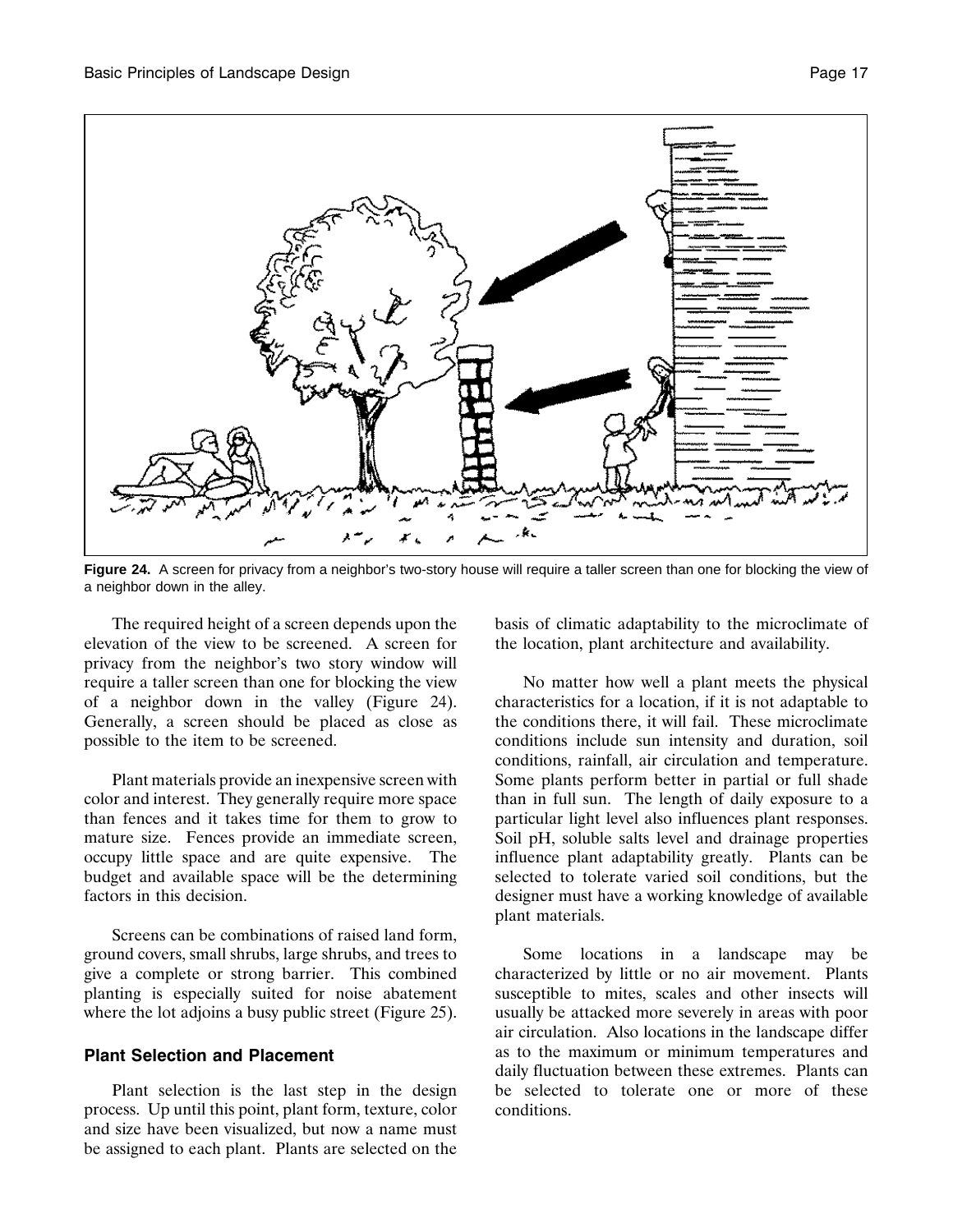**Figure 24.** A screen for privacy from a neighbor's two-story house will require a taller screen than one for blocking the view of a neighbor down in the alley.

The required height of a screen depends upon the elevation of the view to be screened. A screen for privacy from the neighbor's two story window will require a taller screen than one for blocking the view of a neighbor down in the valley (Figure 24). Generally, a screen should be placed as close as possible to the item to be screened.

Plant materials provide an inexpensive screen with color and interest. They generally require more space than fences and it takes time for them to grow to mature size. Fences provide an immediate screen, occupy little space and are quite expensive. The budget and available space will be the determining factors in this decision.

Screens can be combinations of raised land form, ground covers, small shrubs, large shrubs, and trees to give a complete or strong barrier. This combined planting is especially suited for noise abatement where the lot adjoins a busy public street (Figure 25).

### Plant Selection and Placement

Plant selection is the last step in the design process. Up until this point, plant form, texture, color and size have been visualized, but now a name must be assigned to each plant. Plants are selected on the basis of climatic adaptability to the microclimate of the location, plant architecture and availability.

No matter how well a plant meets the physical characteristics for a location, if it is not adaptable to the conditions there, it will fail. These microclimate conditions include sun intensity and duration, soil conditions, rainfall, air circulation and temperature. Some plants perform better in partial or full shade than in full sun. The length of daily exposure to a particular light level also influences plant responses. Soil pH, soluble salts level and drainage properties influence plant adaptability greatly. Plants can be selected to tolerate varied soil conditions, but the designer must have a working knowledge of available plant materials.

Some locations in a landscape may be characterized by little or no air movement. Plants susceptible to mites, scales and other insects will usually be attacked more severely in areas with poor air circulation. Also locations in the landscape differ as to the maximum or minimum temperatures and daily fluctuation between these extremes. Plants can be selected to tolerate one or more of these conditions.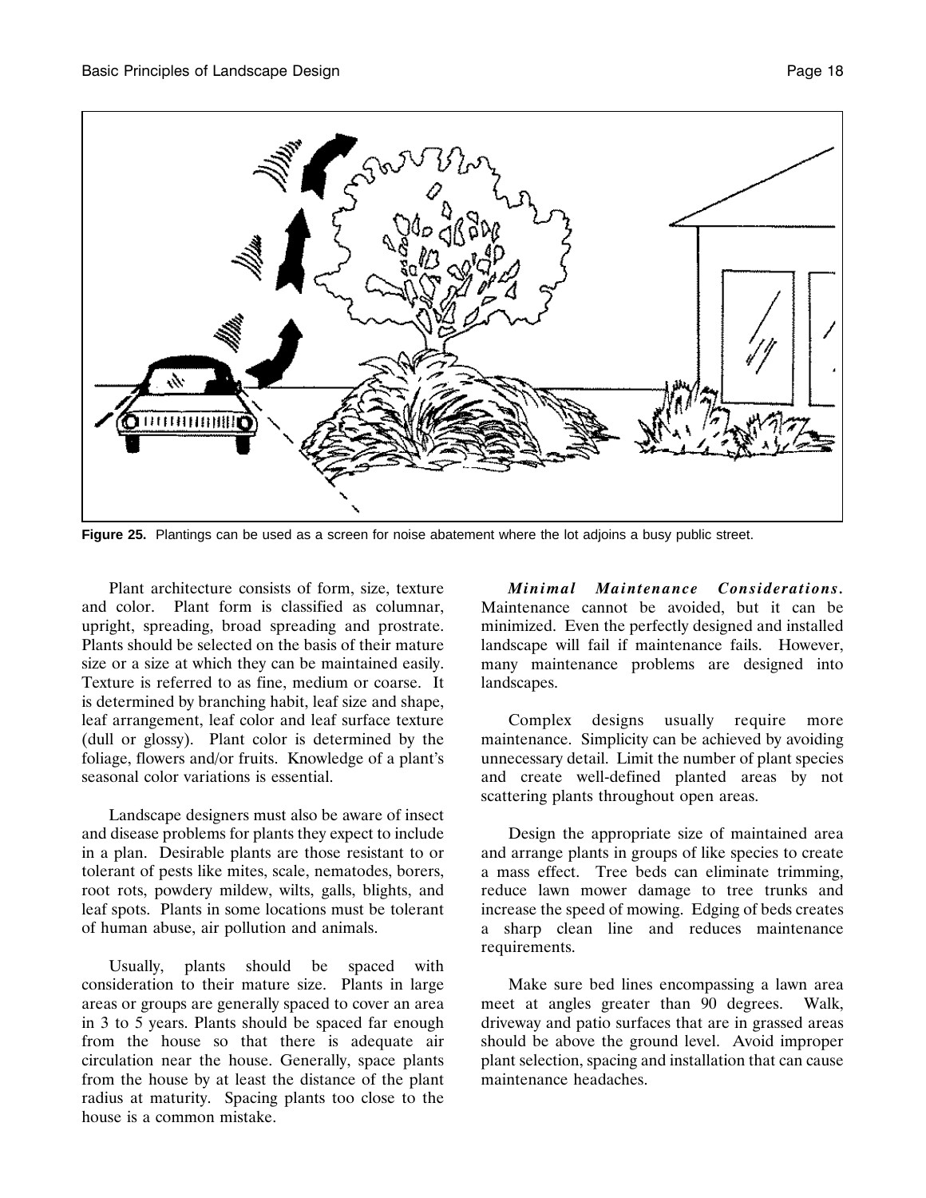**Figure 25.** Plantings can be used as a screen for noise abatement where the lot adjoins a busy public street.

Plant architecture consists of form, size, texture and color. Plant form is classified as columnar, upright, spreading, broad spreading and prostrate. Plants should be selected on the basis of their mature size or a size at which they can be maintained easily. Texture is referred to as fine, medium or coarse. It is determined by branching habit, leaf size and shape, leaf arrangement, leaf color and leaf surface texture (dull or glossy). Plant color is determined by the foliage, flowers and/or fruits. Knowledge of a plant's seasonal color variations is essential.

Landscape designers must also be aware of insect and disease problems for plants they expect to include in a plan. Desirable plants are those resistant to or tolerant of pests like mites, scale, nematodes, borers, root rots, powdery mildew, wilts, galls, blights, and leaf spots. Plants in some locations must be tolerant of human abuse, air pollution and animals.

Usually, plants should be spaced with consideration to their mature size. Plants in large areas or groups are generally spaced to cover an area in 3 to 5 years. Plants should be spaced far enough from the house so that there is adequate air circulation near the house. Generally, space plants from the house by at least the distance of the plant radius at maturity. Spacing plants too close to the house is a common mistake.

***Minimal Maintenance Considerations.*** Maintenance cannot be avoided, but it can be minimized. Even the perfectly designed and installed landscape will fail if maintenance fails. However, many maintenance problems are designed into landscapes.

Complex designs usually require more maintenance. Simplicity can be achieved by avoiding unnecessary detail. Limit the number of plant species and create well-defined planted areas by not scattering plants throughout open areas.

Design the appropriate size of maintained area and arrange plants in groups of like species to create a mass effect. Tree beds can eliminate trimming, reduce lawn mower damage to tree trunks and increase the speed of mowing. Edging of beds creates a sharp clean line and reduces maintenance requirements.

Make sure bed lines encompassing a lawn area meet at angles greater than 90 degrees. Walk, driveway and patio surfaces that are in grassed areas should be above the ground level. Avoid improper plant selection, spacing and installation that can cause maintenance headaches.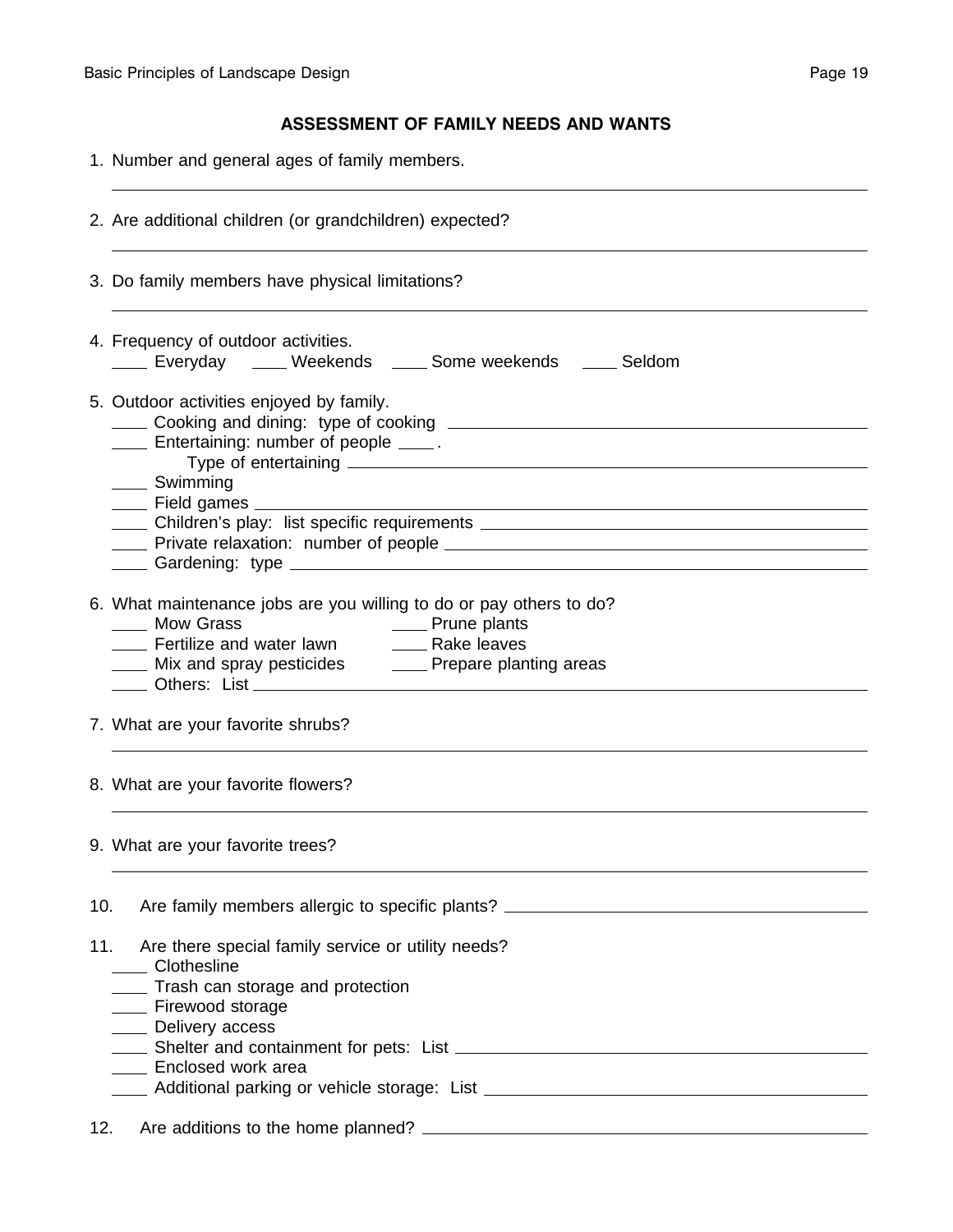## ASSESSMENT OF FAMILY NEEDS AND WANTS

1. Number and general ages of family members.

   ______________________________________________

2. Are additional children (or grandchildren) expected?

   ______________________________________________

3. Do family members have physical limitations?

   ______________________________________________

4. Frequency of outdoor activities.

   ____ Everyday ____ Weekends ____ Some weekends ____ Seldom

5. Outdoor activities enjoyed by family.

   ____ Cooking and dining: type of cooking ______________________
   ____ Entertaining: number of people ____.
   Type of entertaining ______________________
   ____ Swimming
   ____ Field games ______________________
   ____ Children's play: list specific requirements ______________________
   ____ Private relaxation: number of people ______________________
   ____ Gardening: type ______________________

6. What maintenance jobs are you willing to do or pay others to do?

   ____ Mow Grass ____ Prune plants
   ____ Fertilize and water lawn ____ Rake leaves
   ____ Mix and spray pesticides ____ Prepare planting areas
   ____ Others: List ______________________

7. What are your favorite shrubs?

   ______________________________________________

8. What are your favorite flowers?

   ______________________________________________

9. What are your favorite trees?

   ______________________________________________

10. Are family members allergic to specific plants? ______________________

11. Are there special family service or utility needs?

    ____ Clothesline
    ____ Trash can storage and protection
    ____ Firewood storage
    ____ Delivery access
    ____ Shelter and containment for pets: List ______________________
    ____ Enclosed work area
    ____ Additional parking or vehicle storage: List ______________________

12. Are additions to the home planned? ______________________